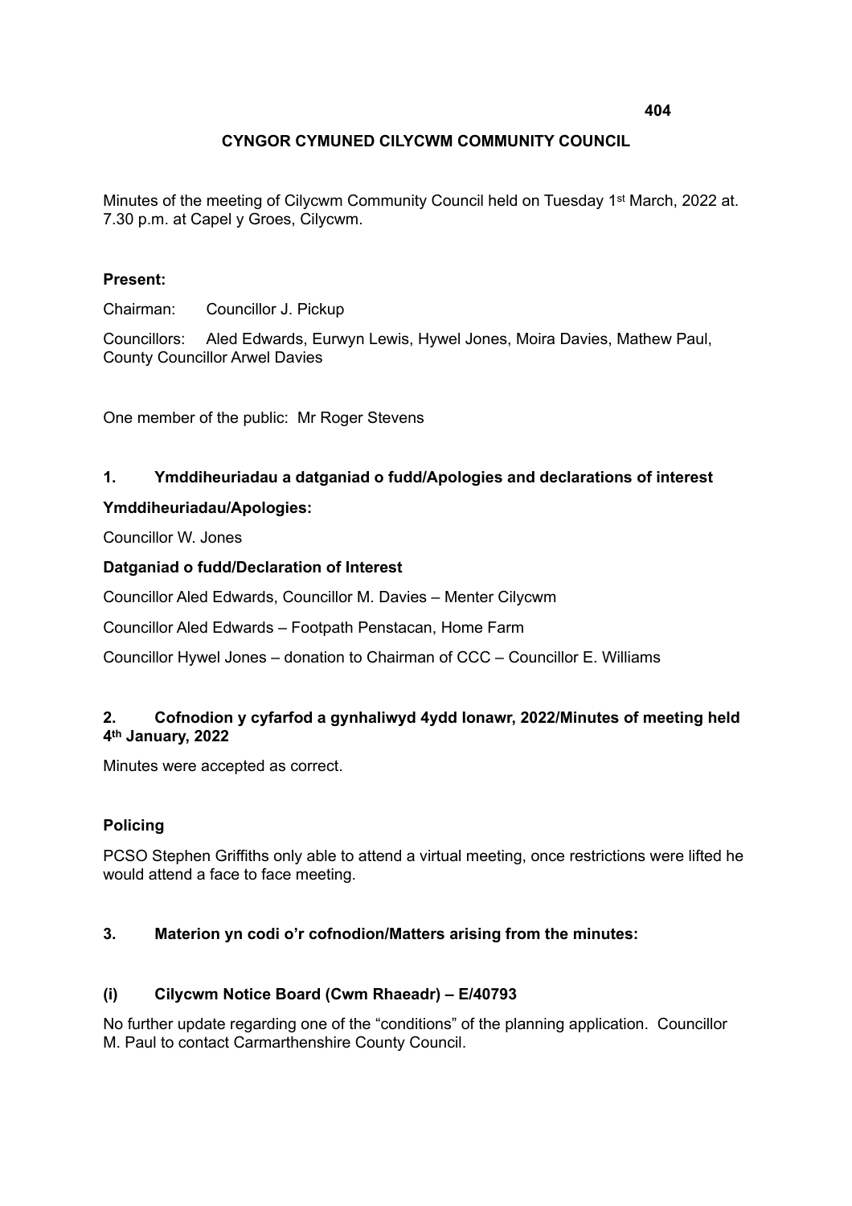# CYNGOR CYMUNED CILYCWM COMMUNITY COUNCIL

Minutes of the meeting of Cilycwm Community Council held on Tuesday 1st March, 2022 at. 7.30 p.m. at Capel y Groes, Cilycwm.

**Present:**

Chairman: Councillor J. Pickup

Councillors: Aled Edwards, Eurwyn Lewis, Hywel Jones, Moira Davies, Mathew Paul, County Councillor Arwel Davies

One member of the public: Mr Roger Stevens

## 1. Ymddiheuriadau a datganiad o fudd/Apologies and declarations of interest

**Ymddiheuriadau/Apologies:**

Councillor W. Jones

**Datganiad o fudd/Declaration of Interest**

Councillor Aled Edwards, Councillor M. Davies – Menter Cilycwm

Councillor Aled Edwards – Footpath Penstacan, Home Farm

Councillor Hywel Jones – donation to Chairman of CCC – Councillor E. Williams

## 2. Cofnodion y cyfarfod a gynhaliwyd 4ydd Ionawr, 2022/Minutes of meeting held 4th January, 2022

Minutes were accepted as correct.

**Policing**

PCSO Stephen Griffiths only able to attend a virtual meeting, once restrictions were lifted he would attend a face to face meeting.

## 3. Materion yn codi o'r cofnodion/Matters arising from the minutes:

### (i) Cilycwm Notice Board (Cwm Rhaeadr) – E/40793

No further update regarding one of the "conditions" of the planning application. Councillor M. Paul to contact Carmarthenshire County Council.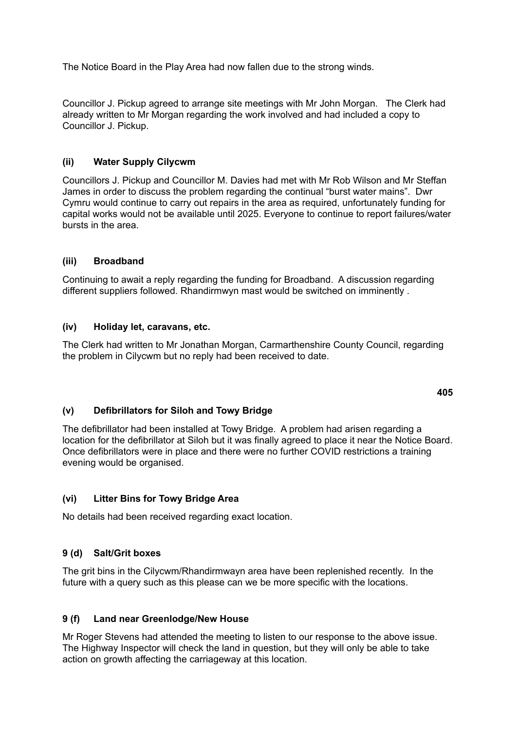The Notice Board in the Play Area had now fallen due to the strong winds.

Councillor J. Pickup agreed to arrange site meetings with Mr John Morgan.   The Clerk had already written to Mr Morgan regarding the work involved and had included a copy to Councillor J. Pickup.

### (ii) Water Supply Cilycwm

Councillors J. Pickup and Councillor M. Davies had met with Mr Rob Wilson and Mr Steffan James in order to discuss the problem regarding the continual "burst water mains".  Dwr Cymru would continue to carry out repairs in the area as required, unfortunately funding for capital works would not be available until 2025. Everyone to continue to report failures/water bursts in the area.

### (iii) Broadband

Continuing to await a reply regarding the funding for Broadband.  A discussion regarding different suppliers followed. Rhandirmwyn mast would be switched on imminently .

### (iv) Holiday let, caravans, etc.

The Clerk had written to Mr Jonathan Morgan, Carmarthenshire County Council, regarding the problem in Cilycwm but no reply had been received to date.

### (v) Defibrillators for Siloh and Towy Bridge

The defibrillator had been installed at Towy Bridge.  A problem had arisen regarding a location for the defibrillator at Siloh but it was finally agreed to place it near the Notice Board. Once defibrillators were in place and there were no further COVID restrictions a training evening would be organised.

### (vi) Litter Bins for Towy Bridge Area

No details had been received regarding exact location.

### 9 (d) Salt/Grit boxes

The grit bins in the Cilycwm/Rhandirmwayn area have been replenished recently.  In the future with a query such as this please can we be more specific with the locations.

### 9 (f) Land near Greenlodge/New House

Mr Roger Stevens had attended the meeting to listen to our response to the above issue. The Highway Inspector will check the land in question, but they will only be able to take action on growth affecting the carriageway at this location.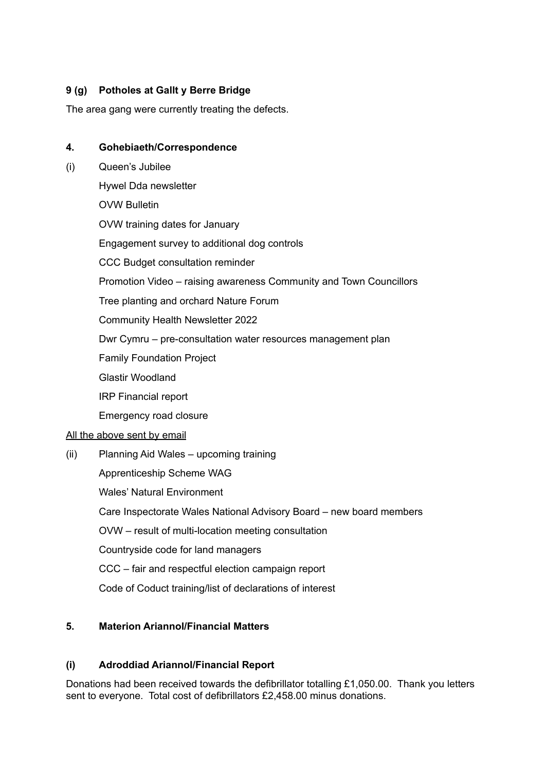**9 (g) Potholes at Gallt y Berre Bridge**

The area gang were currently treating the defects.

**4. Gohebiaeth/Correspondence**

(i) Queen's Jubilee

Hywel Dda newsletter

OVW Bulletin

OVW training dates for January

Engagement survey to additional dog controls

CCC Budget consultation reminder

Promotion Video – raising awareness Community and Town Councillors

Tree planting and orchard Nature Forum

Community Health Newsletter 2022

Dwr Cymru – pre-consultation water resources management plan

Family Foundation Project

Glastir Woodland

IRP Financial report

Emergency road closure

<u>All the above sent by email</u>

(ii) Planning Aid Wales – upcoming training

Apprenticeship Scheme WAG

Wales' Natural Environment

Care Inspectorate Wales National Advisory Board – new board members

OVW – result of multi-location meeting consultation

Countryside code for land managers

CCC – fair and respectful election campaign report

Code of Coduct training/list of declarations of interest

**5. Materion Ariannol/Financial Matters**

**(i) Adroddiad Ariannol/Financial Report**

Donations had been received towards the defibrillator totalling £1,050.00. Thank you letters sent to everyone. Total cost of defibrillators £2,458.00 minus donations.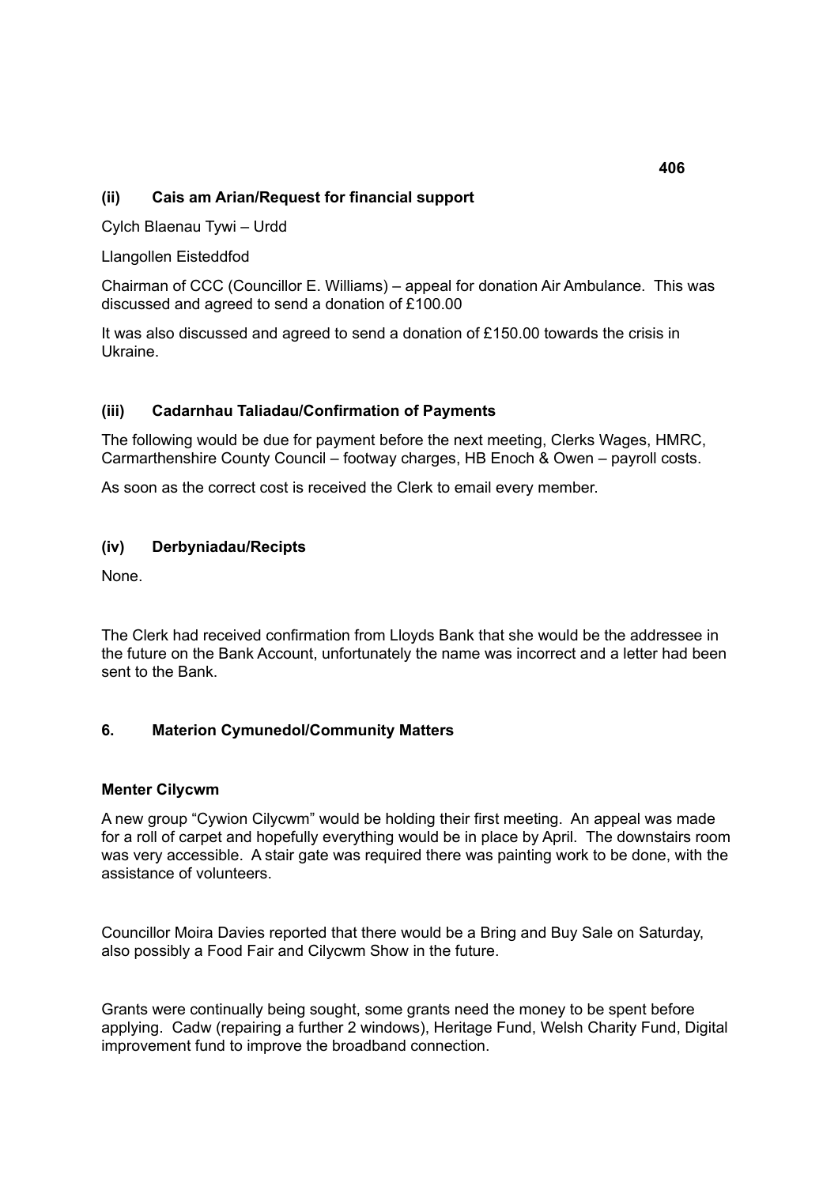### (ii) Cais am Arian/Request for financial support

Cylch Blaenau Tywi – Urdd

Llangollen Eisteddfod

Chairman of CCC (Councillor E. Williams) – appeal for donation Air Ambulance. This was discussed and agreed to send a donation of £100.00

It was also discussed and agreed to send a donation of £150.00 towards the crisis in Ukraine.

### (iii) Cadarnhau Taliadau/Confirmation of Payments

The following would be due for payment before the next meeting, Clerks Wages, HMRC, Carmarthenshire County Council – footway charges, HB Enoch & Owen – payroll costs.

As soon as the correct cost is received the Clerk to email every member.

### (iv) Derbyniadau/Recipts

None.

The Clerk had received confirmation from Lloyds Bank that she would be the addressee in the future on the Bank Account, unfortunately the name was incorrect and a letter had been sent to the Bank.

## 6. Materion Cymunedol/Community Matters

**Menter Cilycwm**

A new group "Cywion Cilycwm" would be holding their first meeting. An appeal was made for a roll of carpet and hopefully everything would be in place by April. The downstairs room was very accessible. A stair gate was required there was painting work to be done, with the assistance of volunteers.

Councillor Moira Davies reported that there would be a Bring and Buy Sale on Saturday, also possibly a Food Fair and Cilycwm Show in the future.

Grants were continually being sought, some grants need the money to be spent before applying. Cadw (repairing a further 2 windows), Heritage Fund, Welsh Charity Fund, Digital improvement fund to improve the broadband connection.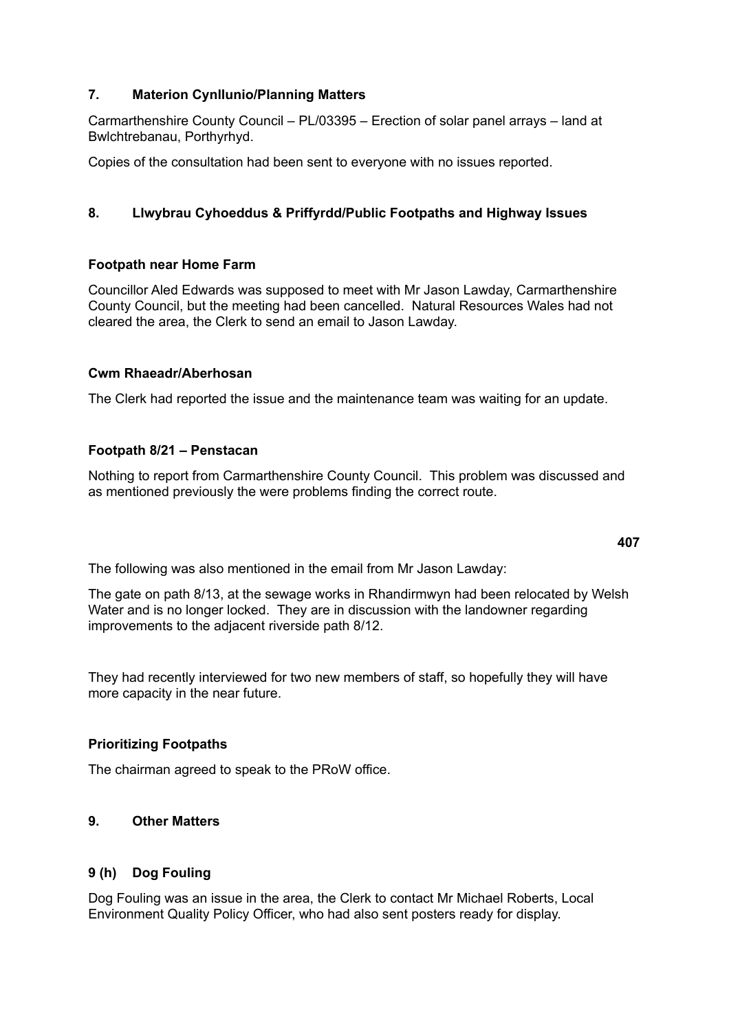## 7. Materion Cynllunio/Planning Matters

Carmarthenshire County Council – PL/03395 – Erection of solar panel arrays – land at Bwlchtrebanau, Porthyrhyd.

Copies of the consultation had been sent to everyone with no issues reported.

## 8. Llwybrau Cyhoeddus & Priffyrdd/Public Footpaths and Highway Issues

### Footpath near Home Farm

Councillor Aled Edwards was supposed to meet with Mr Jason Lawday, Carmarthenshire County Council, but the meeting had been cancelled. Natural Resources Wales had not cleared the area, the Clerk to send an email to Jason Lawday.

### Cwm Rhaeadr/Aberhosan

The Clerk had reported the issue and the maintenance team was waiting for an update.

### Footpath 8/21 – Penstacan

Nothing to report from Carmarthenshire County Council. This problem was discussed and as mentioned previously the were problems finding the correct route.

The following was also mentioned in the email from Mr Jason Lawday:

The gate on path 8/13, at the sewage works in Rhandirmwyn had been relocated by Welsh Water and is no longer locked. They are in discussion with the landowner regarding improvements to the adjacent riverside path 8/12.

They had recently interviewed for two new members of staff, so hopefully they will have more capacity in the near future.

### Prioritizing Footpaths

The chairman agreed to speak to the PRoW office.

## 9. Other Matters

### 9 (h) Dog Fouling

Dog Fouling was an issue in the area, the Clerk to contact Mr Michael Roberts, Local Environment Quality Policy Officer, who had also sent posters ready for display.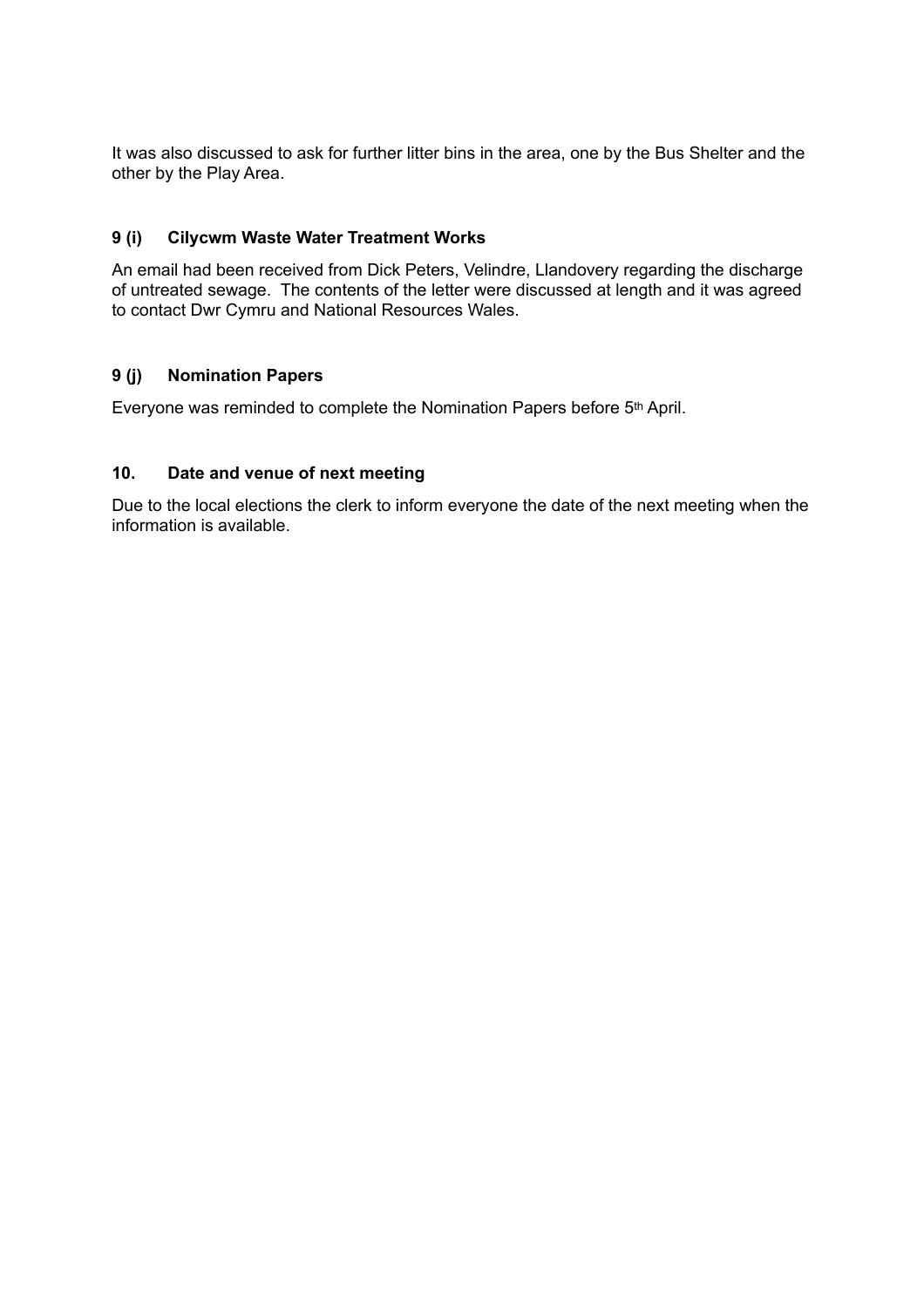It was also discussed to ask for further litter bins in the area, one by the Bus Shelter and the other by the Play Area.

### 9 (i) Cilycwm Waste Water Treatment Works

An email had been received from Dick Peters, Velindre, Llandovery regarding the discharge of untreated sewage. The contents of the letter were discussed at length and it was agreed to contact Dwr Cymru and National Resources Wales.

### 9 (j) Nomination Papers

Everyone was reminded to complete the Nomination Papers before 5th April.

### 10. Date and venue of next meeting

Due to the local elections the clerk to inform everyone the date of the next meeting when the information is available.